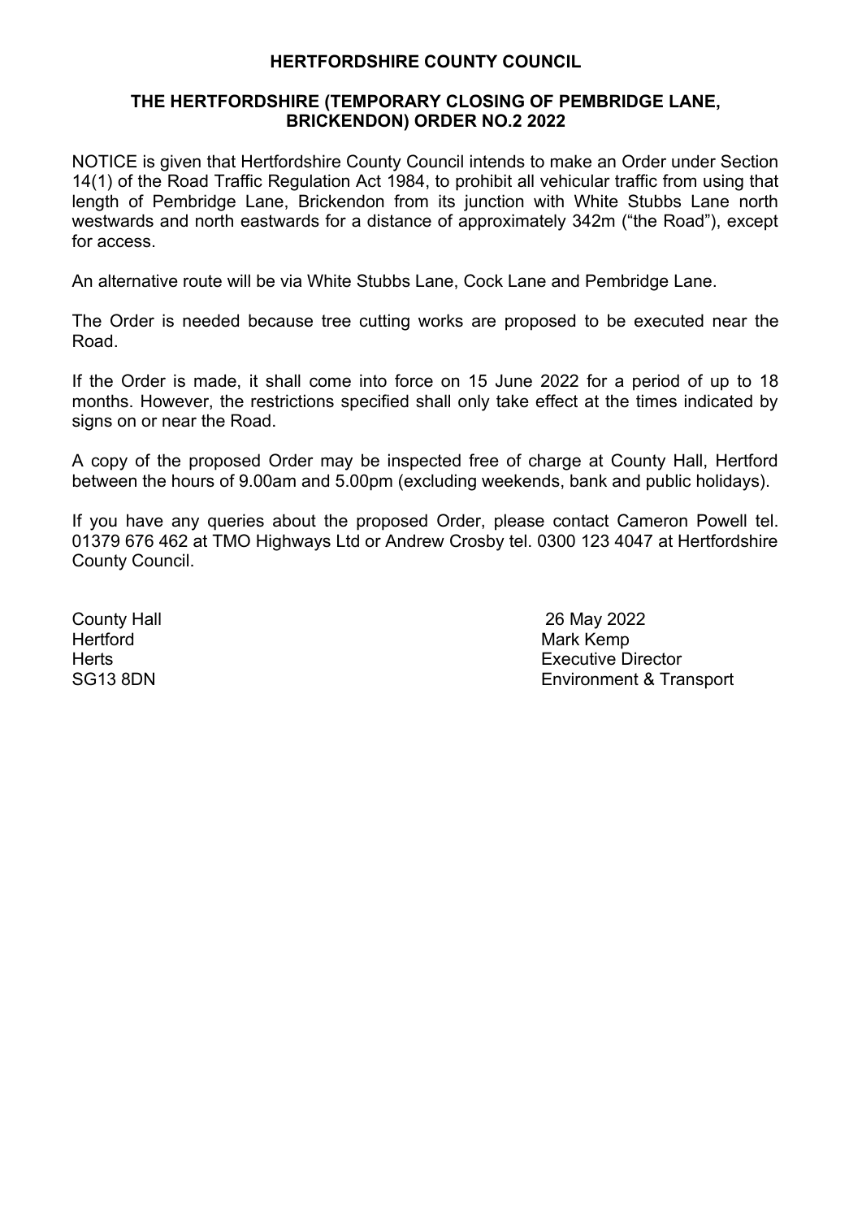# HERTFORDSHIRE COUNTY COUNCIL

## THE HERTFORDSHIRE (TEMPORARY CLOSING OF PEMBRIDGE LANE, BRICKENDON) ORDER NO.2 2022

NOTICE is given that Hertfordshire County Council intends to make an Order under Section 14(1) of the Road Traffic Regulation Act 1984, to prohibit all vehicular traffic from using that length of Pembridge Lane, Brickendon from its junction with White Stubbs Lane north westwards and north eastwards for a distance of approximately 342m ("the Road"), except for access.

An alternative route will be via White Stubbs Lane, Cock Lane and Pembridge Lane.

The Order is needed because tree cutting works are proposed to be executed near the Road.

If the Order is made, it shall come into force on 15 June 2022 for a period of up to 18 months. However, the restrictions specified shall only take effect at the times indicated by signs on or near the Road.

A copy of the proposed Order may be inspected free of charge at County Hall, Hertford between the hours of 9.00am and 5.00pm (excluding weekends, bank and public holidays).

If you have any queries about the proposed Order, please contact Cameron Powell tel. 01379 676 462 at TMO Highways Ltd or Andrew Crosby tel. 0300 123 4047 at Hertfordshire County Council.

County Hall
Hertford
Herts
SG13 8DN

26 May 2022
Mark Kemp
Executive Director
Environment & Transport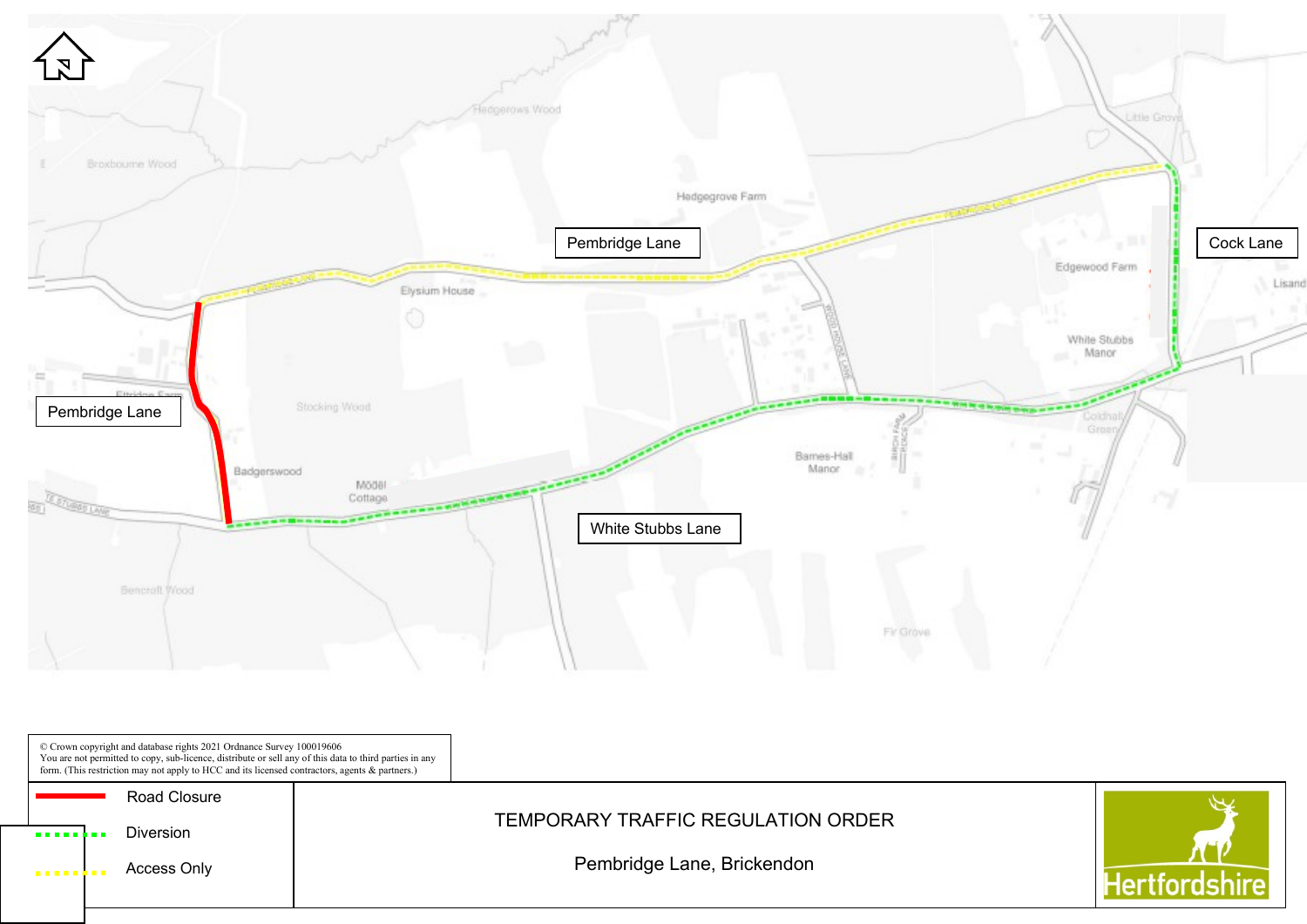Pembridge Lane

Cock Lane

Pembridge Lane

White Stubbs Lane

© Crown copyright and database rights 2021 Ordnance Survey 100019606
You are not permitted to copy, sub-licence, distribute or sell any of this data to third parties in any form. (This restriction may not apply to HCC and its licensed contractors, agents & partners.)

Road Closure

Diversion

Access Only

TEMPORARY TRAFFIC REGULATION ORDER

Pembridge Lane, Brickendon

Hertfordshire